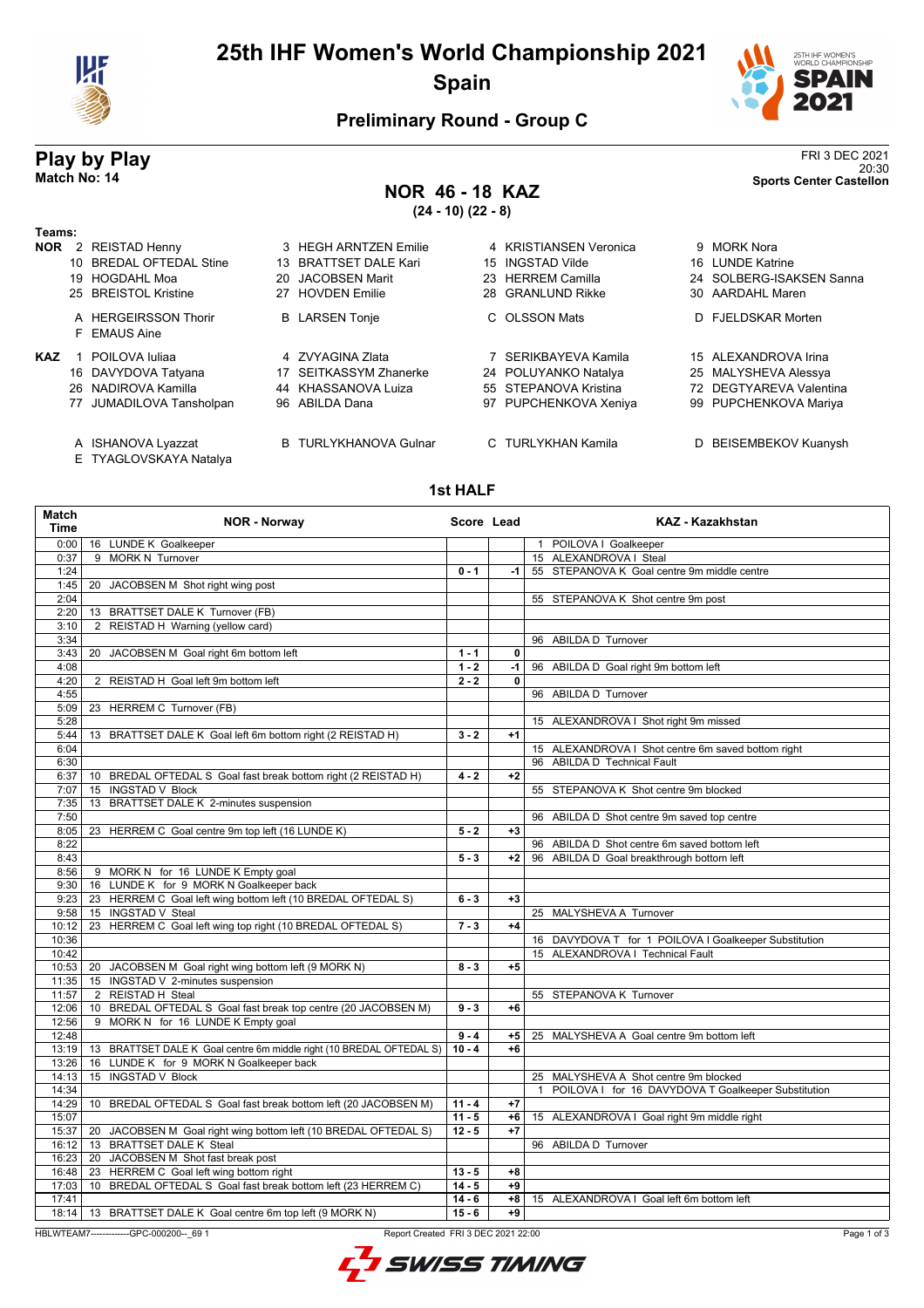# 25th IHF Women's World Championship 2021

## Spain

### Preliminary Round - Group C

## Play by Play

**Match No: 14**

FRI 3 DEC 2021
20:30
**Sports Center Castellon**

## NOR 46 - 18 KAZ

**(24 - 10) (22 - 8)**

**Teams:**

**NOR**
2 REISTAD Henny, 3 HEGH ARNTZEN Emilie, 4 KRISTIANSEN Veronica, 9 MORK Nora
10 BREDAL OFTEDAL Stine, 13 BRATTSET DALE Kari, 15 INGSTAD Vilde, 16 LUNDE Katrine
19 HOGDAHL Moa, 20 JACOBSEN Marit, 23 HERREM Camilla, 24 SOLBERG-ISAKSEN Sanna
25 BREISTOL Kristine, 27 HOVDEN Emilie, 28 GRANLUND Rikke, 30 AARDAHL Maren

A HERGEIRSSON Thorir, B LARSEN Tonje, C OLSSON Mats, D FJELDSKAR Morten
F EMAUS Aine

**KAZ**
1 POILOVA Iuliaa, 4 ZVYAGINA Zlata, 7 SERIKBAYEVA Kamila, 15 ALEXANDROVA Irina
16 DAVYDOVA Tatyana, 17 SEITKASSYM Zhanerke, 24 POLUYANKO Natalya, 25 MALYSHEVA Alessya
26 NADIROVA Kamilla, 44 KHASSANOVA Luiza, 55 STEPANOVA Kristina, 72 DEGTYAREVA Valentina
77 JUMADILOVA Tansholpan, 96 ABILDA Dana, 97 PUPCHENKOVA Xeniya, 99 PUPCHENKOVA Mariya

A ISHANOVA Lyazzat, B TURLYKHANOVA Gulnar, C TURLYKHAN Kamila, D BEISEMBEKOV Kuanysh
E TYAGLOVSKAYA Natalya

### 1st HALF

| Match Time | NOR - Norway | Score | Lead | KAZ - Kazakhstan |
|---|---|---|---|---|
| 0:00 | 16 LUNDE K Goalkeeper | | | 1 POILOVA I Goalkeeper |
| 0:37 | 9 MORK N Turnover | | | 15 ALEXANDROVA I Steal |
| 1:24 | | 0 - 1 | -1 | 55 STEPANOVA K Goal centre 9m middle centre |
| 1:45 | 20 JACOBSEN M Shot right wing post | | | |
| 2:04 | | | | 55 STEPANOVA K Shot centre 9m post |
| 2:20 | 13 BRATTSET DALE K Turnover (FB) | | | |
| 3:10 | 2 REISTAD H Warning (yellow card) | | | |
| 3:34 | | | | 96 ABILDA D Turnover |
| 3:43 | 20 JACOBSEN M Goal right 6m bottom left | 1 - 1 | 0 | |
| 4:08 | | 1 - 2 | -1 | 96 ABILDA D Goal right 9m bottom left |
| 4:20 | 2 REISTAD H Goal left 9m bottom left | 2 - 2 | 0 | |
| 4:55 | | | | 96 ABILDA D Turnover |
| 5:09 | 23 HERREM C Turnover (FB) | | | |
| 5:28 | | | | 15 ALEXANDROVA I Shot right 9m missed |
| 5:44 | 13 BRATTSET DALE K Goal left 6m bottom right (2 REISTAD H) | 3 - 2 | +1 | |
| 6:04 | | | | 15 ALEXANDROVA I Shot centre 6m saved bottom right |
| 6:30 | | | | 96 ABILDA D Technical Fault |
| 6:37 | 10 BREDAL OFTEDAL S Goal fast break bottom right (2 REISTAD H) | 4 - 2 | +2 | |
| 7:07 | 15 INGSTAD V Block | | | 55 STEPANOVA K Shot centre 9m blocked |
| 7:35 | 13 BRATTSET DALE K 2-minutes suspension | | | |
| 7:50 | | | | 96 ABILDA D Shot centre 9m saved top centre |
| 8:05 | 23 HERREM C Goal centre 9m top left (16 LUNDE K) | 5 - 2 | +3 | |
| 8:22 | | | | 96 ABILDA D Shot centre 6m saved bottom left |
| 8:43 | | 5 - 3 | +2 | 96 ABILDA D Goal breakthrough bottom left |
| 8:56 | 9 MORK N for 16 LUNDE K Empty goal | | | |
| 9:30 | 16 LUNDE K for 9 MORK N Goalkeeper back | | | |
| 9:23 | 23 HERREM C Goal left wing bottom left (10 BREDAL OFTEDAL S) | 6 - 3 | +3 | |
| 9:58 | 15 INGSTAD V Steal | | | 25 MALYSHEVA A Turnover |
| 10:12 | 23 HERREM C Goal left wing top right (10 BREDAL OFTEDAL S) | 7 - 3 | +4 | |
| 10:36 | | | | 16 DAVYDOVA T for 1 POILOVA I Goalkeeper Substitution |
| 10:42 | | | | 15 ALEXANDROVA I Technical Fault |
| 10:53 | 20 JACOBSEN M Goal right wing bottom left (9 MORK N) | 8 - 3 | +5 | |
| 11:35 | 15 INGSTAD V 2-minutes suspension | | | |
| 11:57 | 2 REISTAD H Steal | | | 55 STEPANOVA K Turnover |
| 12:06 | 10 BREDAL OFTEDAL S Goal fast break top centre (20 JACOBSEN M) | 9 - 3 | +6 | |
| 12:56 | 9 MORK N for 16 LUNDE K Empty goal | | | |
| 12:48 | | 9 - 4 | +5 | 25 MALYSHEVA A Goal centre 9m bottom left |
| 13:19 | 13 BRATTSET DALE K Goal centre 6m middle right (10 BREDAL OFTEDAL S) | 10 - 4 | +6 | |
| 13:26 | 16 LUNDE K for 9 MORK N Goalkeeper back | | | |
| 14:13 | 15 INGSTAD V Block | | | 25 MALYSHEVA A Shot centre 9m blocked |
| 14:34 | | | | 1 POILOVA I for 16 DAVYDOVA T Goalkeeper Substitution |
| 14:29 | 10 BREDAL OFTEDAL S Goal fast break bottom left (20 JACOBSEN M) | 11 - 4 | +7 | |
| 15:07 | | 11 - 5 | +6 | 15 ALEXANDROVA I Goal right 9m middle right |
| 15:37 | 20 JACOBSEN M Goal right wing bottom left (10 BREDAL OFTEDAL S) | 12 - 5 | +7 | |
| 16:12 | 13 BRATTSET DALE K Steal | | | 96 ABILDA D Turnover |
| 16:23 | 20 JACOBSEN M Shot fast break post | | | |
| 16:48 | 23 HERREM C Goal left wing bottom right | 13 - 5 | +8 | |
| 17:03 | 10 BREDAL OFTEDAL S Goal fast break bottom left (23 HERREM C) | 14 - 5 | +9 | |
| 17:41 | | 14 - 6 | +8 | 15 ALEXANDROVA I Goal left 6m bottom left |
| 18:14 | 13 BRATTSET DALE K Goal centre 6m top left (9 MORK N) | 15 - 6 | +9 | |

HBLWTEAM7-------------GPC-000200--_69 1    Report Created FRI 3 DEC 2021 22:00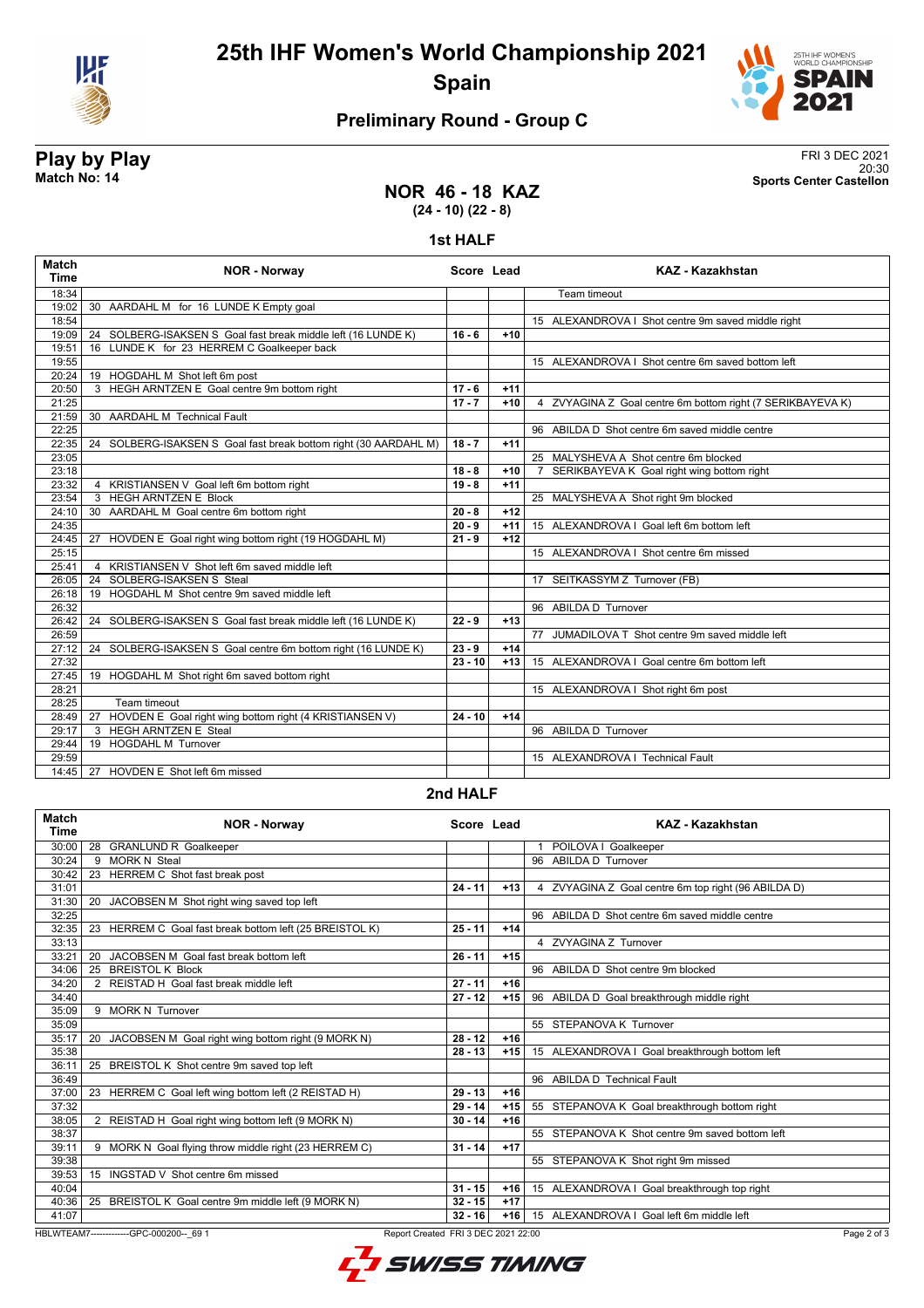# 25th IHF Women's World Championship 2021

## Spain

### Preliminary Round - Group C

**Play by Play**
**Match No: 14**

FRI 3 DEC 2021
20:30
**Sports Center Castellon**

## NOR 46 - 18 KAZ
**(24 - 10) (22 - 8)**

### 1st HALF

| Match Time | NOR - Norway | Score | Lead | KAZ - Kazakhstan |
|---|---|---|---|---|
| 18:34 | | | | Team timeout |
| 19:02 | 30 AARDAHL M for 16 LUNDE K Empty goal | | | |
| 18:54 | | | | 15 ALEXANDROVA I Shot centre 9m saved middle right |
| 19:09 | 24 SOLBERG-ISAKSEN S Goal fast break middle left (16 LUNDE K) | 16 - 6 | +10 | |
| 19:51 | 16 LUNDE K for 23 HERREM C Goalkeeper back | | | |
| 19:55 | | | | 15 ALEXANDROVA I Shot centre 6m saved bottom left |
| 20:24 | 19 HOGDAHL M Shot left 6m post | | | |
| 20:50 | 3 HEGH ARNTZEN E Goal centre 9m bottom right | 17 - 6 | +11 | |
| 21:25 | | 17 - 7 | +10 | 4 ZVYAGINA Z Goal centre 6m bottom right (7 SERIKBAYEVA K) |
| 21:59 | 30 AARDAHL M Technical Fault | | | |
| 22:25 | | | | 96 ABILDA D Shot centre 6m saved middle centre |
| 22:35 | 24 SOLBERG-ISAKSEN S Goal fast break bottom right (30 AARDAHL M) | 18 - 7 | +11 | |
| 23:05 | | | | 25 MALYSHEVA A Shot centre 6m blocked |
| 23:18 | | 18 - 8 | +10 | 7 SERIKBAYEVA K Goal right wing bottom right |
| 23:32 | 4 KRISTIANSEN V Goal left 6m bottom right | 19 - 8 | +11 | |
| 23:54 | 3 HEGH ARNTZEN E Block | | | 25 MALYSHEVA A Shot right 9m blocked |
| 24:10 | 30 AARDAHL M Goal centre 6m bottom right | 20 - 8 | +12 | |
| 24:35 | | 20 - 9 | +11 | 15 ALEXANDROVA I Goal left 6m bottom left |
| 24:45 | 27 HOVDEN E Goal right wing bottom right (19 HOGDAHL M) | 21 - 9 | +12 | |
| 25:15 | | | | 15 ALEXANDROVA I Shot centre 6m missed |
| 25:41 | 4 KRISTIANSEN V Shot left 6m saved middle left | | | |
| 26:05 | 24 SOLBERG-ISAKSEN S Steal | | | 17 SEITKASSYM Z Turnover (FB) |
| 26:18 | 19 HOGDAHL M Shot centre 9m saved middle left | | | |
| 26:32 | | | | 96 ABILDA D Turnover |
| 26:42 | 24 SOLBERG-ISAKSEN S Goal fast break middle left (16 LUNDE K) | 22 - 9 | +13 | |
| 26:59 | | | | 77 JUMADILOVA T Shot centre 9m saved middle left |
| 27:12 | 24 SOLBERG-ISAKSEN S Goal centre 6m bottom right (16 LUNDE K) | 23 - 9 | +14 | |
| 27:32 | | 23 - 10 | +13 | 15 ALEXANDROVA I Goal centre 6m bottom left |
| 27:45 | 19 HOGDAHL M Shot right 6m saved bottom right | | | |
| 28:21 | | | | 15 ALEXANDROVA I Shot right 6m post |
| 28:25 | Team timeout | | | |
| 28:49 | 27 HOVDEN E Goal right wing bottom right (4 KRISTIANSEN V) | 24 - 10 | +14 | |
| 29:17 | 3 HEGH ARNTZEN E Steal | | | 96 ABILDA D Turnover |
| 29:44 | 19 HOGDAHL M Turnover | | | |
| 29:59 | | | | 15 ALEXANDROVA I Technical Fault |
| 14:45 | 27 HOVDEN E Shot left 6m missed | | | |

### 2nd HALF

| Match Time | NOR - Norway | Score | Lead | KAZ - Kazakhstan |
|---|---|---|---|---|
| 30:00 | 28 GRANLUND R Goalkeeper | | | 1 POILOVA I Goalkeeper |
| 30:24 | 9 MORK N Steal | | | 96 ABILDA D Turnover |
| 30:42 | 23 HERREM C Shot fast break post | | | |
| 31:01 | | 24 - 11 | +13 | 4 ZVYAGINA Z Goal centre 6m top right (96 ABILDA D) |
| 31:30 | 20 JACOBSEN M Shot right wing saved top left | | | |
| 32:25 | | | | 96 ABILDA D Shot centre 6m saved middle centre |
| 32:35 | 23 HERREM C Goal fast break bottom left (25 BREISTOL K) | 25 - 11 | +14 | |
| 33:13 | | | | 4 ZVYAGINA Z Turnover |
| 33:21 | 20 JACOBSEN M Goal fast break bottom left | 26 - 11 | +15 | |
| 34:06 | 25 BREISTOL K Block | | | 96 ABILDA D Shot centre 9m blocked |
| 34:20 | 2 REISTAD H Goal fast break middle left | 27 - 11 | +16 | |
| 34:40 | | 27 - 12 | +15 | 96 ABILDA D Goal breakthrough middle right |
| 35:09 | 9 MORK N Turnover | | | |
| 35:09 | | | | 55 STEPANOVA K Turnover |
| 35:17 | 20 JACOBSEN M Goal right wing bottom right (9 MORK N) | 28 - 12 | +16 | |
| 35:38 | | 28 - 13 | +15 | 15 ALEXANDROVA I Goal breakthrough bottom left |
| 36:11 | 25 BREISTOL K Shot centre 9m saved top left | | | |
| 36:49 | | | | 96 ABILDA D Technical Fault |
| 37:00 | 23 HERREM C Goal left wing bottom left (2 REISTAD H) | 29 - 13 | +16 | |
| 37:32 | | 29 - 14 | +15 | 55 STEPANOVA K Goal breakthrough bottom right |
| 38:05 | 2 REISTAD H Goal right wing bottom left (9 MORK N) | 30 - 14 | +16 | |
| 38:37 | | | | 55 STEPANOVA K Shot centre 9m saved bottom left |
| 39:11 | 9 MORK N Goal flying throw middle right (23 HERREM C) | 31 - 14 | +17 | |
| 39:38 | | | | 55 STEPANOVA K Shot right 9m missed |
| 39:53 | 15 INGSTAD V Shot centre 6m missed | | | |
| 40:04 | | 31 - 15 | +16 | 15 ALEXANDROVA I Goal breakthrough top right |
| 40:36 | 25 BREISTOL K Goal centre 9m middle left (9 MORK N) | 32 - 15 | +17 | |
| 41:07 | | 32 - 16 | +16 | 15 ALEXANDROVA I Goal left 6m middle left |

HBLWTEAM7-------------GPC-000200--_69 1 Report Created FRI 3 DEC 2021 22:00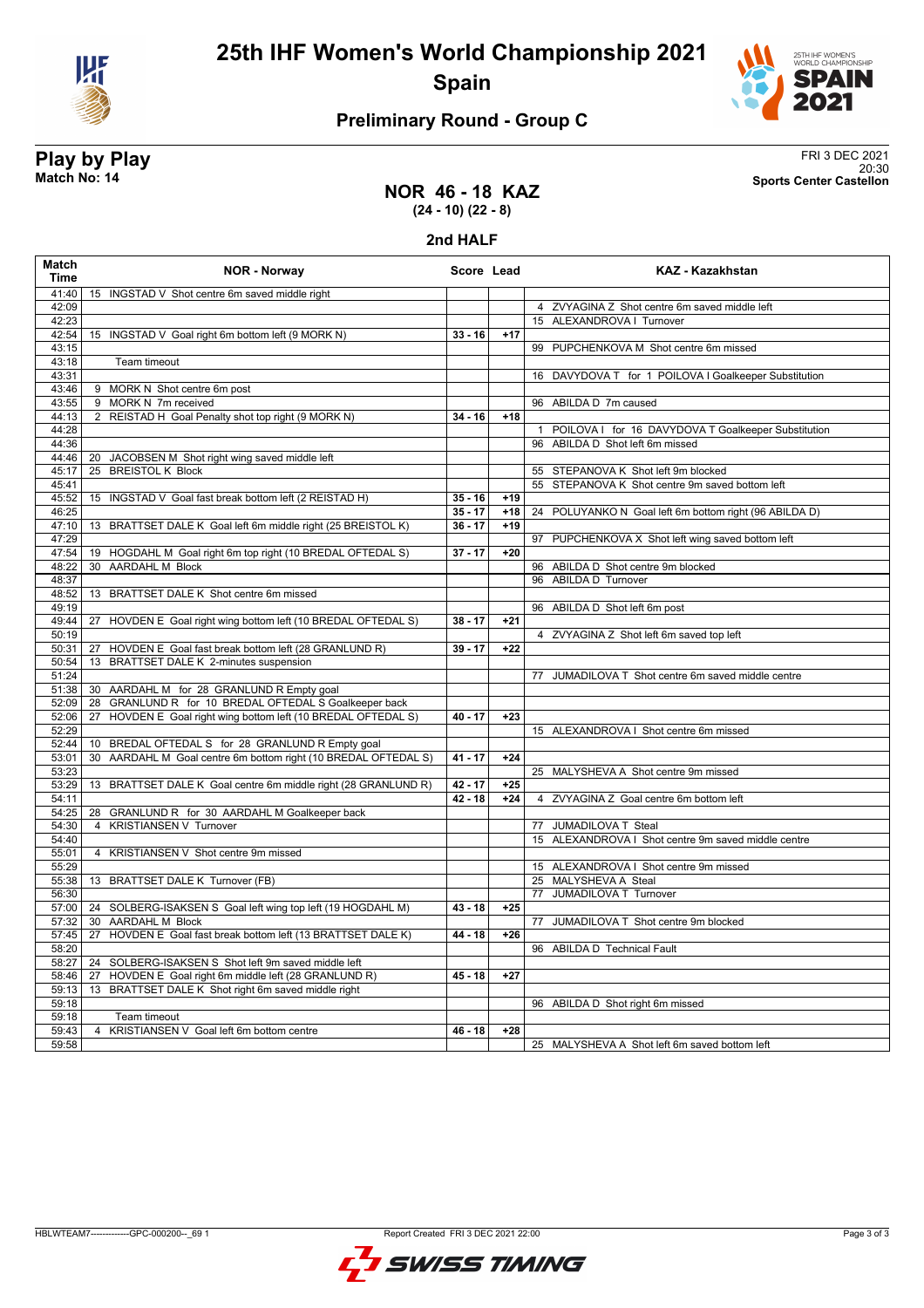# 25th IHF Women's World Championship 2021

## Spain

### Preliminary Round - Group C

**Play by Play**
**Match No: 14**

FRI 3 DEC 2021
20:30
**Sports Center Castellon**

## NOR 46 - 18 KAZ

**(24 - 10) (22 - 8)**

### 2nd HALF

| Match Time | NOR - Norway | Score | Lead | KAZ - Kazakhstan |
|---|---|---|---|---|
| 41:40 | 15 INGSTAD V Shot centre 6m saved middle right | | | |
| 42:09 | | | | 4 ZVYAGINA Z Shot centre 6m saved middle left |
| 42:23 | | | | 15 ALEXANDROVA I Turnover |
| 42:54 | 15 INGSTAD V Goal right 6m bottom left (9 MORK N) | 33 - 16 | +17 | |
| 43:15 | | | | 99 PUPCHENKOVA M Shot centre 6m missed |
| 43:18 | Team timeout | | | |
| 43:31 | | | | 16 DAVYDOVA T for 1 POILOVA I Goalkeeper Substitution |
| 43:46 | 9 MORK N Shot centre 6m post | | | |
| 43:55 | 9 MORK N 7m received | | | 96 ABILDA D 7m caused |
| 44:13 | 2 REISTAD H Goal Penalty shot top right (9 MORK N) | 34 - 16 | +18 | |
| 44:28 | | | | 1 POILOVA I for 16 DAVYDOVA T Goalkeeper Substitution |
| 44:36 | | | | 96 ABILDA D Shot left 6m missed |
| 44:46 | 20 JACOBSEN M Shot right wing saved middle left | | | |
| 45:17 | 25 BREISTOL K Block | | | 55 STEPANOVA K Shot left 9m blocked |
| 45:41 | | | | 55 STEPANOVA K Shot centre 9m saved bottom left |
| 45:52 | 15 INGSTAD V Goal fast break bottom left (2 REISTAD H) | 35 - 16 | +19 | |
| 46:25 | | 35 - 17 | +18 | 24 POLUYANKO N Goal left 6m bottom right (96 ABILDA D) |
| 47:10 | 13 BRATTSET DALE K Goal left 6m middle right (25 BREISTOL K) | 36 - 17 | +19 | |
| 47:29 | | | | 97 PUPCHENKOVA X Shot left wing saved bottom left |
| 47:54 | 19 HOGDAHL M Goal right 6m top right (10 BREDAL OFTEDAL S) | 37 - 17 | +20 | |
| 48:22 | 30 AARDAHL M Block | | | 96 ABILDA D Shot centre 9m blocked |
| 48:37 | | | | 96 ABILDA D Turnover |
| 48:52 | 13 BRATTSET DALE K Shot centre 6m missed | | | |
| 49:19 | | | | 96 ABILDA D Shot left 6m post |
| 49:44 | 27 HOVDEN E Goal right wing bottom left (10 BREDAL OFTEDAL S) | 38 - 17 | +21 | |
| 50:19 | | | | 4 ZVYAGINA Z Shot left 6m saved top left |
| 50:31 | 27 HOVDEN E Goal fast break bottom left (28 GRANLUND R) | 39 - 17 | +22 | |
| 50:54 | 13 BRATTSET DALE K 2-minutes suspension | | | |
| 51:24 | | | | 77 JUMADILOVA T Shot centre 6m saved middle centre |
| 51:38 | 30 AARDAHL M for 28 GRANLUND R Empty goal | | | |
| 52:09 | 28 GRANLUND R for 10 BREDAL OFTEDAL S Goalkeeper back | | | |
| 52:06 | 27 HOVDEN E Goal right wing bottom left (10 BREDAL OFTEDAL S) | 40 - 17 | +23 | |
| 52:29 | | | | 15 ALEXANDROVA I Shot centre 6m missed |
| 52:44 | 10 BREDAL OFTEDAL S for 28 GRANLUND R Empty goal | | | |
| 53:01 | 30 AARDAHL M Goal centre 6m bottom right (10 BREDAL OFTEDAL S) | 41 - 17 | +24 | |
| 53:23 | | | | 25 MALYSHEVA A Shot centre 9m missed |
| 53:29 | 13 BRATTSET DALE K Goal centre 6m middle right (28 GRANLUND R) | 42 - 17 | +25 | |
| 54:11 | | 42 - 18 | +24 | 4 ZVYAGINA Z Goal centre 6m bottom left |
| 54:25 | 28 GRANLUND R for 30 AARDAHL M Goalkeeper back | | | |
| 54:30 | 4 KRISTIANSEN V Turnover | | | 77 JUMADILOVA T Steal |
| 54:40 | | | | 15 ALEXANDROVA I Shot centre 9m saved middle centre |
| 55:01 | 4 KRISTIANSEN V Shot centre 9m missed | | | |
| 55:29 | | | | 15 ALEXANDROVA I Shot centre 9m missed |
| 55:38 | 13 BRATTSET DALE K Turnover (FB) | | | 25 MALYSHEVA A Steal |
| 56:30 | | | | 77 JUMADILOVA T Turnover |
| 57:00 | 24 SOLBERG-ISAKSEN S Goal left wing top left (19 HOGDAHL M) | 43 - 18 | +25 | |
| 57:32 | 30 AARDAHL M Block | | | 77 JUMADILOVA T Shot centre 9m blocked |
| 57:45 | 27 HOVDEN E Goal fast break bottom left (13 BRATTSET DALE K) | 44 - 18 | +26 | |
| 58:20 | | | | 96 ABILDA D Technical Fault |
| 58:27 | 24 SOLBERG-ISAKSEN S Shot left 9m saved middle left | | | |
| 58:46 | 27 HOVDEN E Goal right 6m middle left (28 GRANLUND R) | 45 - 18 | +27 | |
| 59:13 | 13 BRATTSET DALE K Shot right 6m saved middle right | | | |
| 59:18 | | | | 96 ABILDA D Shot right 6m missed |
| 59:18 | Team timeout | | | |
| 59:43 | 4 KRISTIANSEN V Goal left 6m bottom centre | 46 - 18 | +28 | |
| 59:58 | | | | 25 MALYSHEVA A Shot left 6m saved bottom left |

HBLWTEAM7-------------GPC-000200--_69 1 Report Created FRI 3 DEC 2021 22:00